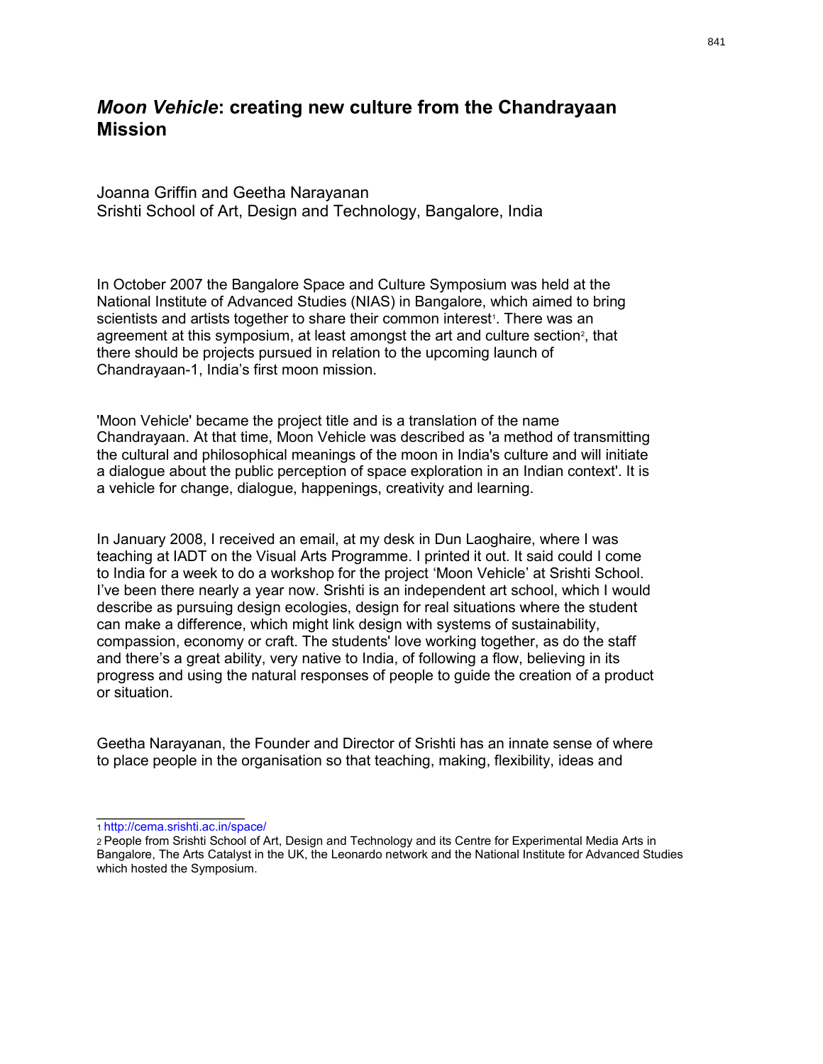# *Moon Vehicle*: creating new culture from the Chandrayaan Mission

Joanna Griffin and Geetha Narayanan
Srishti School of Art, Design and Technology, Bangalore, India

In October 2007 the Bangalore Space and Culture Symposium was held at the National Institute of Advanced Studies (NIAS) in Bangalore, which aimed to bring scientists and artists together to share their common interest[1]. There was an agreement at this symposium, at least amongst the art and culture section[2], that there should be projects pursued in relation to the upcoming launch of Chandrayaan-1, India's first moon mission.

'Moon Vehicle' became the project title and is a translation of the name Chandrayaan. At that time, Moon Vehicle was described as 'a method of transmitting the cultural and philosophical meanings of the moon in India's culture and will initiate a dialogue about the public perception of space exploration in an Indian context'. It is a vehicle for change, dialogue, happenings, creativity and learning.

In January 2008, I received an email, at my desk in Dun Laoghaire, where I was teaching at IADT on the Visual Arts Programme. I printed it out. It said could I come to India for a week to do a workshop for the project 'Moon Vehicle' at Srishti School. I've been there nearly a year now. Srishti is an independent art school, which I would describe as pursuing design ecologies, design for real situations where the student can make a difference, which might link design with systems of sustainability, compassion, economy or craft. The students' love working together, as do the staff and there's a great ability, very native to India, of following a flow, believing in its progress and using the natural responses of people to guide the creation of a product or situation.

Geetha Narayanan, the Founder and Director of Srishti has an innate sense of where to place people in the organisation so that teaching, making, flexibility, ideas and

---

1 http://cema.srishti.ac.in/space/

2 People from Srishti School of Art, Design and Technology and its Centre for Experimental Media Arts in Bangalore, The Arts Catalyst in the UK, the Leonardo network and the National Institute for Advanced Studies which hosted the Symposium.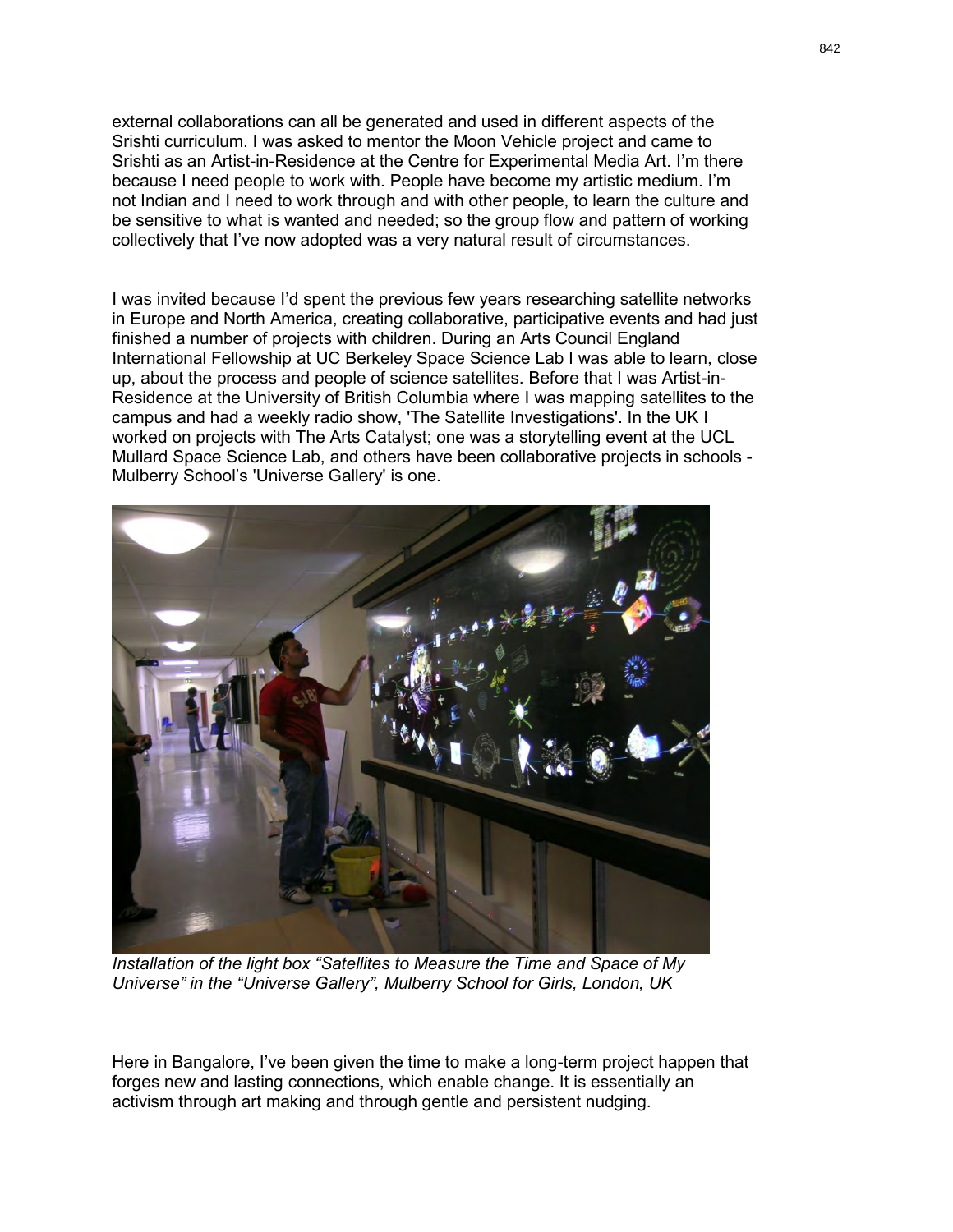external collaborations can all be generated and used in different aspects of the Srishti curriculum. I was asked to mentor the Moon Vehicle project and came to Srishti as an Artist-in-Residence at the Centre for Experimental Media Art. I'm there because I need people to work with. People have become my artistic medium. I'm not Indian and I need to work through and with other people, to learn the culture and be sensitive to what is wanted and needed; so the group flow and pattern of working collectively that I've now adopted was a very natural result of circumstances.

I was invited because I'd spent the previous few years researching satellite networks in Europe and North America, creating collaborative, participative events and had just finished a number of projects with children. During an Arts Council England International Fellowship at UC Berkeley Space Science Lab I was able to learn, close up, about the process and people of science satellites. Before that I was Artist-in-Residence at the University of British Columbia where I was mapping satellites to the campus and had a weekly radio show, 'The Satellite Investigations'. In the UK I worked on projects with The Arts Catalyst; one was a storytelling event at the UCL Mullard Space Science Lab, and others have been collaborative projects in schools - Mulberry School's 'Universe Gallery' is one.

*Installation of the light box "Satellites to Measure the Time and Space of My Universe" in the "Universe Gallery", Mulberry School for Girls, London, UK*

Here in Bangalore, I've been given the time to make a long-term project happen that forges new and lasting connections, which enable change. It is essentially an activism through art making and through gentle and persistent nudging.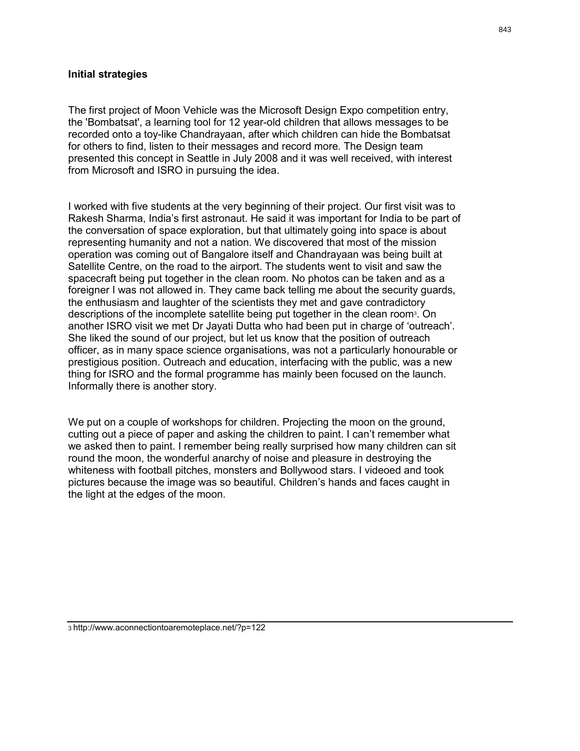### Initial strategies

The first project of Moon Vehicle was the Microsoft Design Expo competition entry, the 'Bombatsat', a learning tool for 12 year-old children that allows messages to be recorded onto a toy-like Chandrayaan, after which children can hide the Bombatsat for others to find, listen to their messages and record more. The Design team presented this concept in Seattle in July 2008 and it was well received, with interest from Microsoft and ISRO in pursuing the idea.

I worked with five students at the very beginning of their project. Our first visit was to Rakesh Sharma, India's first astronaut. He said it was important for India to be part of the conversation of space exploration, but that ultimately going into space is about representing humanity and not a nation. We discovered that most of the mission operation was coming out of Bangalore itself and Chandrayaan was being built at Satellite Centre, on the road to the airport. The students went to visit and saw the spacecraft being put together in the clean room. No photos can be taken and as a foreigner I was not allowed in. They came back telling me about the security guards, the enthusiasm and laughter of the scientists they met and gave contradictory descriptions of the incomplete satellite being put together in the clean room[3]. On another ISRO visit we met Dr Jayati Dutta who had been put in charge of 'outreach'. She liked the sound of our project, but let us know that the position of outreach officer, as in many space science organisations, was not a particularly honourable or prestigious position. Outreach and education, interfacing with the public, was a new thing for ISRO and the formal programme has mainly been focused on the launch. Informally there is another story.

We put on a couple of workshops for children. Projecting the moon on the ground, cutting out a piece of paper and asking the children to paint. I can't remember what we asked then to paint. I remember being really surprised how many children can sit round the moon, the wonderful anarchy of noise and pleasure in destroying the whiteness with football pitches, monsters and Bollywood stars. I videoed and took pictures because the image was so beautiful. Children's hands and faces caught in the light at the edges of the moon.

---

[3] http://www.aconnectiontoaremoteplace.net/?p=122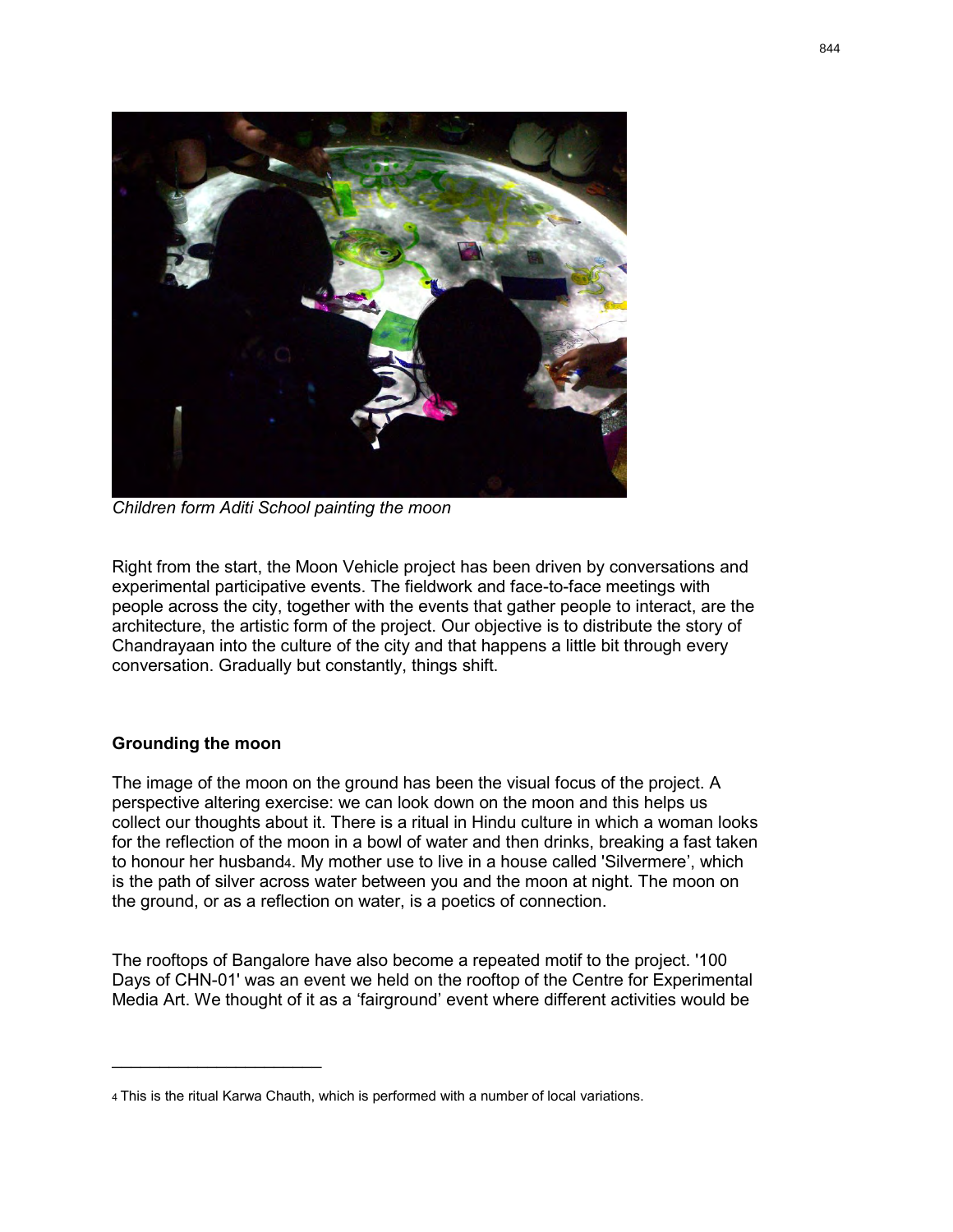*Children form Aditi School painting the moon*

Right from the start, the Moon Vehicle project has been driven by conversations and experimental participative events. The fieldwork and face-to-face meetings with people across the city, together with the events that gather people to interact, are the architecture, the artistic form of the project. Our objective is to distribute the story of Chandrayaan into the culture of the city and that happens a little bit through every conversation. Gradually but constantly, things shift.

**Grounding the moon**

The image of the moon on the ground has been the visual focus of the project. A perspective altering exercise: we can look down on the moon and this helps us collect our thoughts about it. There is a ritual in Hindu culture in which a woman looks for the reflection of the moon in a bowl of water and then drinks, breaking a fast taken to honour her husband[4]. My mother use to live in a house called 'Silvermere', which is the path of silver across water between you and the moon at night. The moon on the ground, or as a reflection on water, is a poetics of connection.

The rooftops of Bangalore have also become a repeated motif to the project. '100 Days of CHN-01' was an event we held on the rooftop of the Centre for Experimental Media Art. We thought of it as a 'fairground' event where different activities would be

---

[4] This is the ritual Karwa Chauth, which is performed with a number of local variations.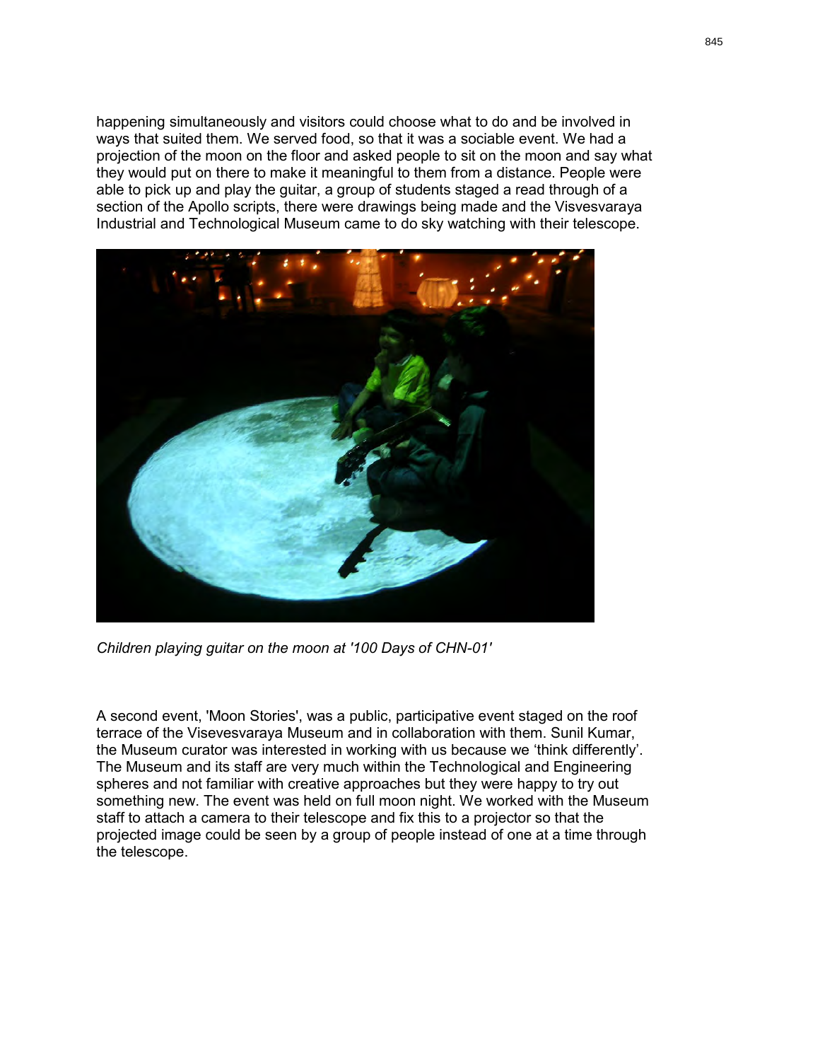happening simultaneously and visitors could choose what to do and be involved in ways that suited them. We served food, so that it was a sociable event. We had a projection of the moon on the floor and asked people to sit on the moon and say what they would put on there to make it meaningful to them from a distance. People were able to pick up and play the guitar, a group of students staged a read through of a section of the Apollo scripts, there were drawings being made and the Visvesvaraya Industrial and Technological Museum came to do sky watching with their telescope.

*Children playing guitar on the moon at '100 Days of CHN-01'*

A second event, 'Moon Stories', was a public, participative event staged on the roof terrace of the Visevesvaraya Museum and in collaboration with them. Sunil Kumar, the Museum curator was interested in working with us because we 'think differently'. The Museum and its staff are very much within the Technological and Engineering spheres and not familiar with creative approaches but they were happy to try out something new. The event was held on full moon night. We worked with the Museum staff to attach a camera to their telescope and fix this to a projector so that the projected image could be seen by a group of people instead of one at a time through the telescope.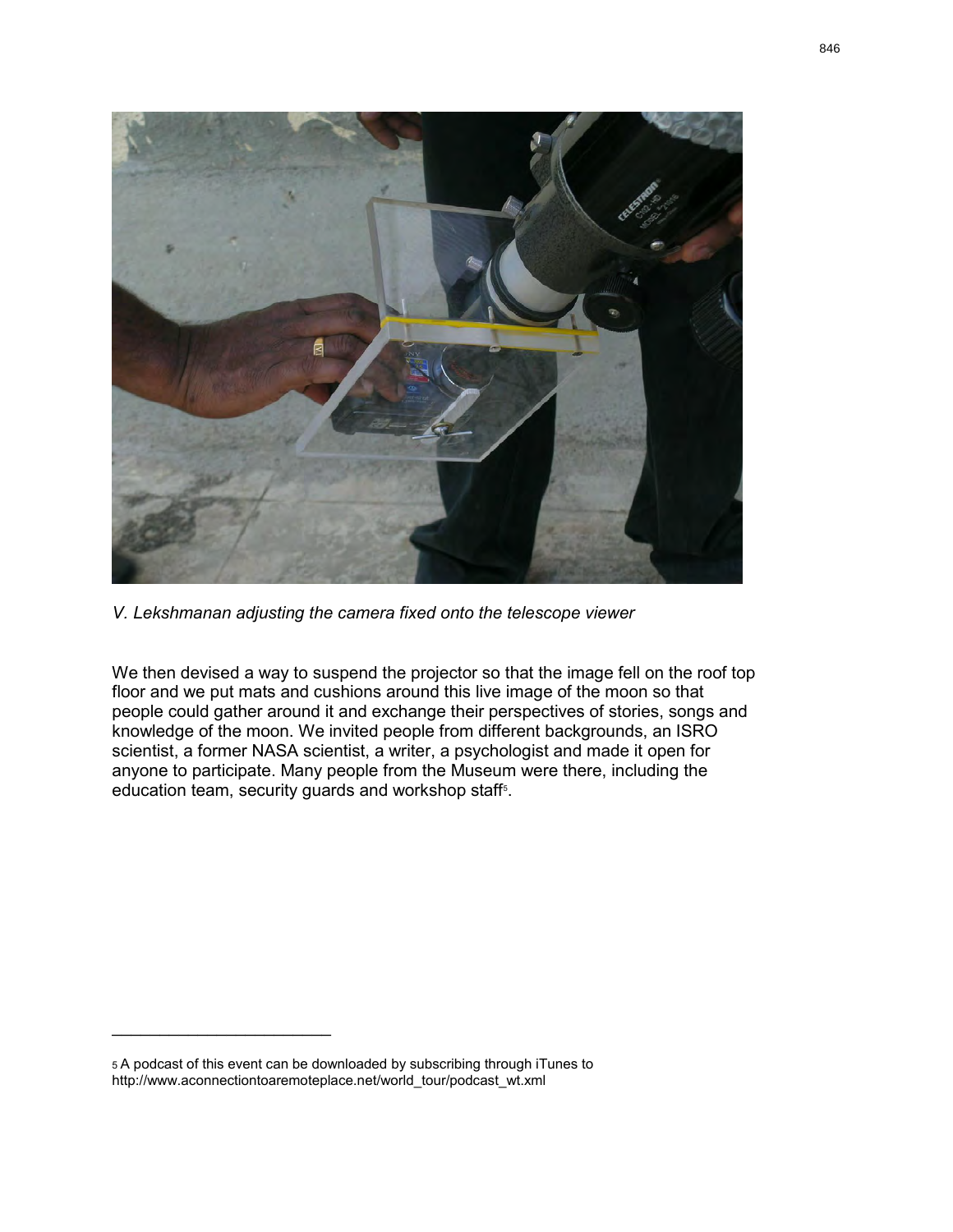*V. Lekshmanan adjusting the camera fixed onto the telescope viewer*

We then devised a way to suspend the projector so that the image fell on the roof top floor and we put mats and cushions around this live image of the moon so that people could gather around it and exchange their perspectives of stories, songs and knowledge of the moon. We invited people from different backgrounds, an ISRO scientist, a former NASA scientist, a writer, a psychologist and made it open for anyone to participate. Many people from the Museum were there, including the education team, security guards and workshop staff[5].

---

[5] A podcast of this event can be downloaded by subscribing through iTunes to http://www.aconnectiontoaremoteplace.net/world_tour/podcast_wt.xml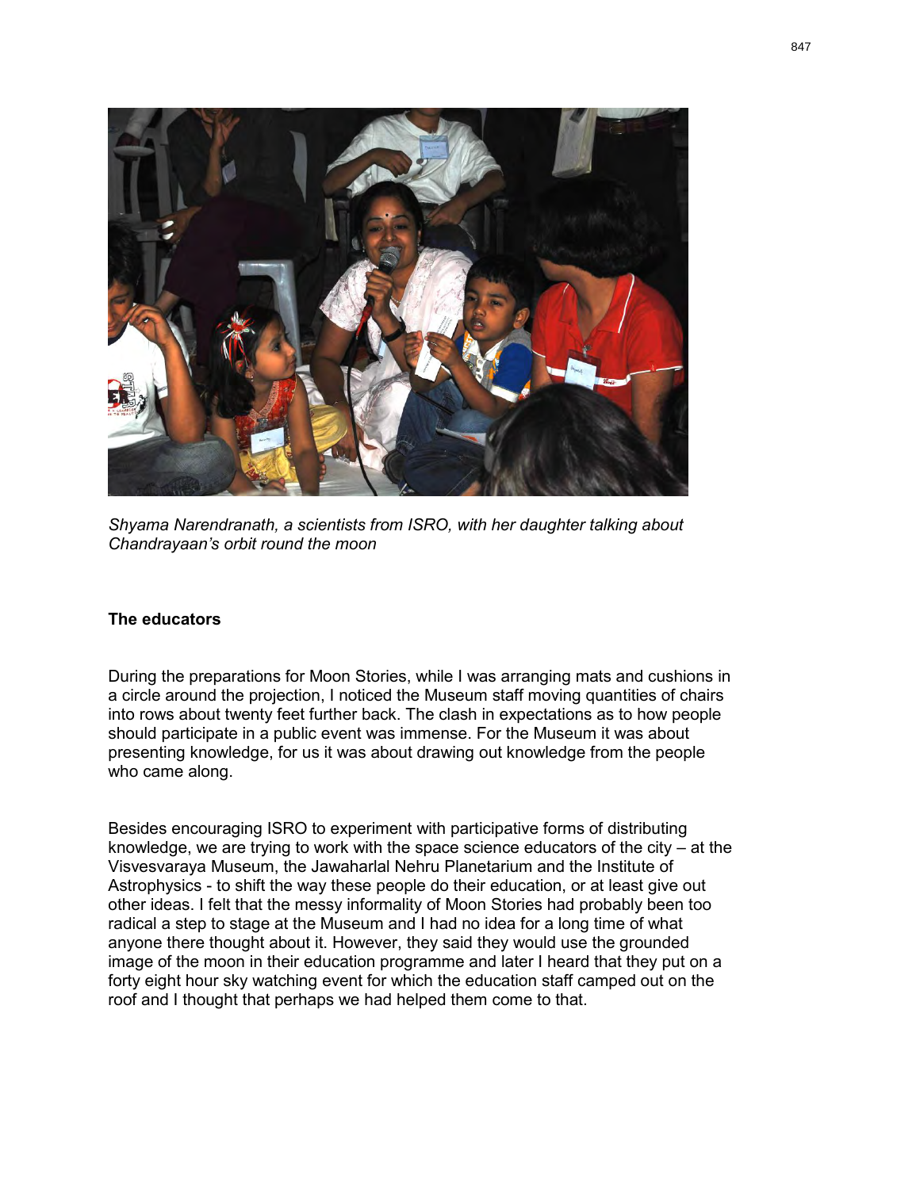*Shyama Narendranath, a scientists from ISRO, with her daughter talking about Chandrayaan's orbit round the moon*

**The educators**

During the preparations for Moon Stories, while I was arranging mats and cushions in a circle around the projection, I noticed the Museum staff moving quantities of chairs into rows about twenty feet further back. The clash in expectations as to how people should participate in a public event was immense. For the Museum it was about presenting knowledge, for us it was about drawing out knowledge from the people who came along.

Besides encouraging ISRO to experiment with participative forms of distributing knowledge, we are trying to work with the space science educators of the city – at the Visvesvaraya Museum, the Jawaharlal Nehru Planetarium and the Institute of Astrophysics - to shift the way these people do their education, or at least give out other ideas. I felt that the messy informality of Moon Stories had probably been too radical a step to stage at the Museum and I had no idea for a long time of what anyone there thought about it. However, they said they would use the grounded image of the moon in their education programme and later I heard that they put on a forty eight hour sky watching event for which the education staff camped out on the roof and I thought that perhaps we had helped them come to that.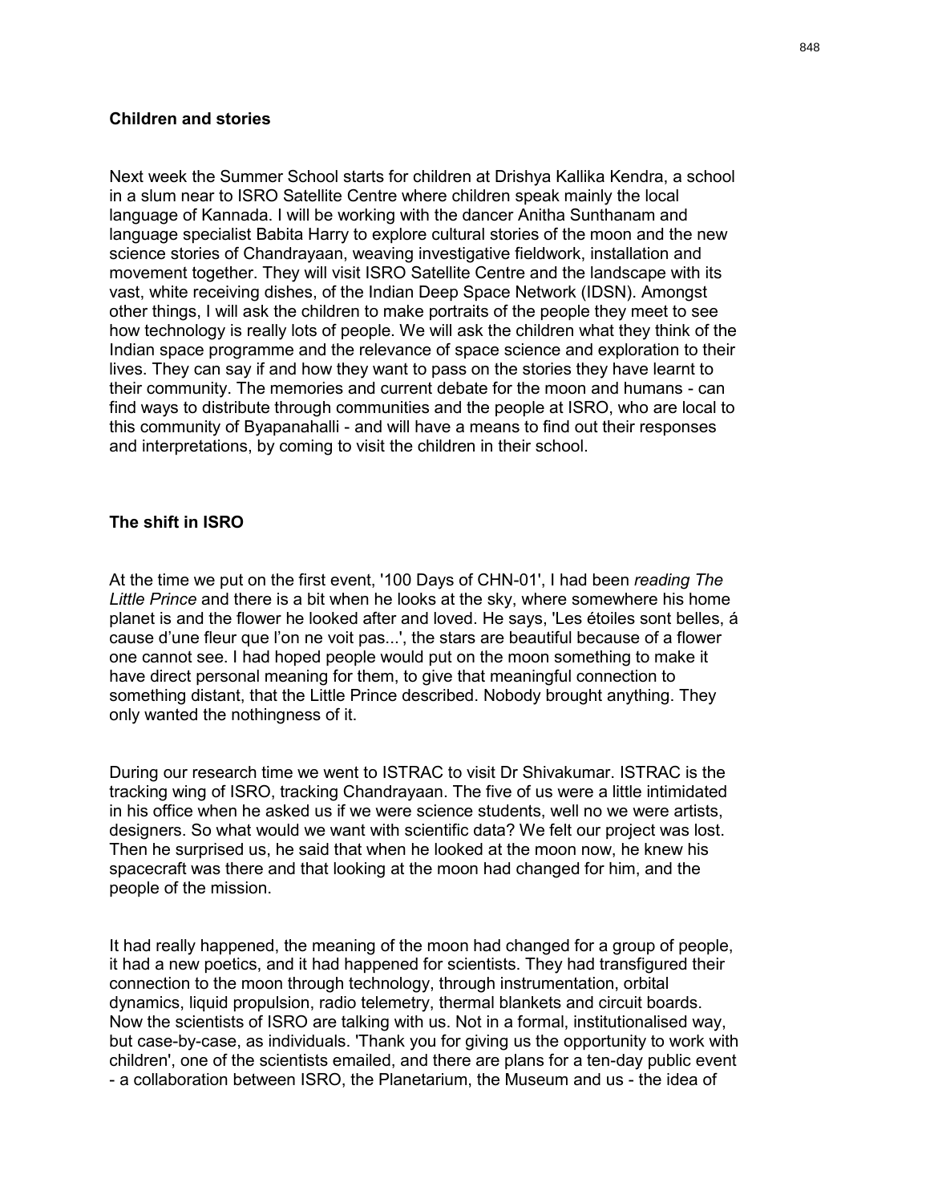### Children and stories

Next week the Summer School starts for children at Drishya Kallika Kendra, a school in a slum near to ISRO Satellite Centre where children speak mainly the local language of Kannada. I will be working with the dancer Anitha Sunthanam and language specialist Babita Harry to explore cultural stories of the moon and the new science stories of Chandrayaan, weaving investigative fieldwork, installation and movement together. They will visit ISRO Satellite Centre and the landscape with its vast, white receiving dishes, of the Indian Deep Space Network (IDSN). Amongst other things, I will ask the children to make portraits of the people they meet to see how technology is really lots of people. We will ask the children what they think of the Indian space programme and the relevance of space science and exploration to their lives. They can say if and how they want to pass on the stories they have learnt to their community. The memories and current debate for the moon and humans - can find ways to distribute through communities and the people at ISRO, who are local to this community of Byapanahalli - and will have a means to find out their responses and interpretations, by coming to visit the children in their school.

### The shift in ISRO

At the time we put on the first event, '100 Days of CHN-01', I had been *reading The Little Prince* and there is a bit when he looks at the sky, where somewhere his home planet is and the flower he looked after and loved. He says, 'Les étoiles sont belles, á cause d'une fleur que l'on ne voit pas...', the stars are beautiful because of a flower one cannot see. I had hoped people would put on the moon something to make it have direct personal meaning for them, to give that meaningful connection to something distant, that the Little Prince described. Nobody brought anything. They only wanted the nothingness of it.

During our research time we went to ISTRAC to visit Dr Shivakumar. ISTRAC is the tracking wing of ISRO, tracking Chandrayaan. The five of us were a little intimidated in his office when he asked us if we were science students, well no we were artists, designers. So what would we want with scientific data? We felt our project was lost. Then he surprised us, he said that when he looked at the moon now, he knew his spacecraft was there and that looking at the moon had changed for him, and the people of the mission.

It had really happened, the meaning of the moon had changed for a group of people, it had a new poetics, and it had happened for scientists. They had transfigured their connection to the moon through technology, through instrumentation, orbital dynamics, liquid propulsion, radio telemetry, thermal blankets and circuit boards. Now the scientists of ISRO are talking with us. Not in a formal, institutionalised way, but case-by-case, as individuals. 'Thank you for giving us the opportunity to work with children', one of the scientists emailed, and there are plans for a ten-day public event - a collaboration between ISRO, the Planetarium, the Museum and us - the idea of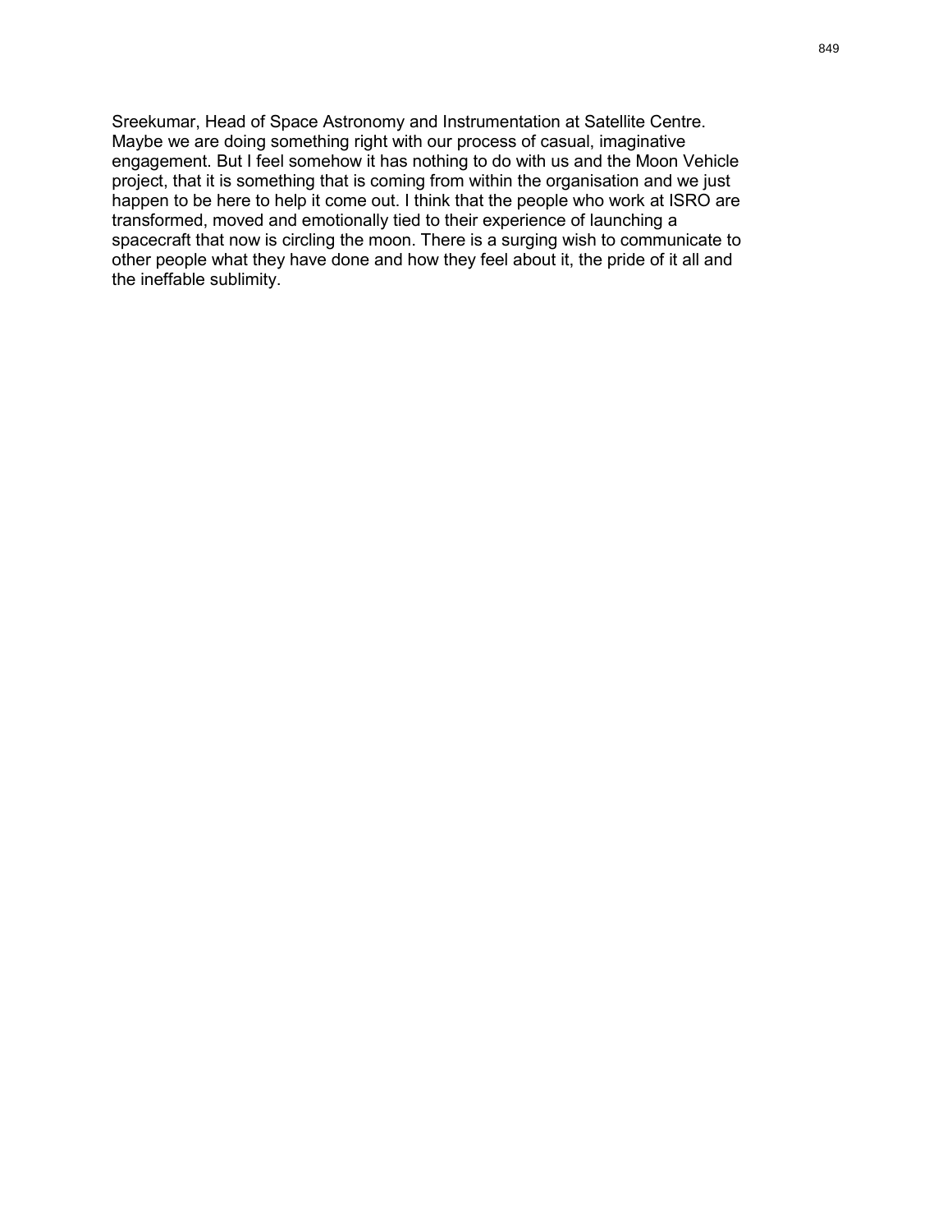Sreekumar, Head of Space Astronomy and Instrumentation at Satellite Centre. Maybe we are doing something right with our process of casual, imaginative engagement. But I feel somehow it has nothing to do with us and the Moon Vehicle project, that it is something that is coming from within the organisation and we just happen to be here to help it come out. I think that the people who work at ISRO are transformed, moved and emotionally tied to their experience of launching a spacecraft that now is circling the moon. There is a surging wish to communicate to other people what they have done and how they feel about it, the pride of it all and the ineffable sublimity.